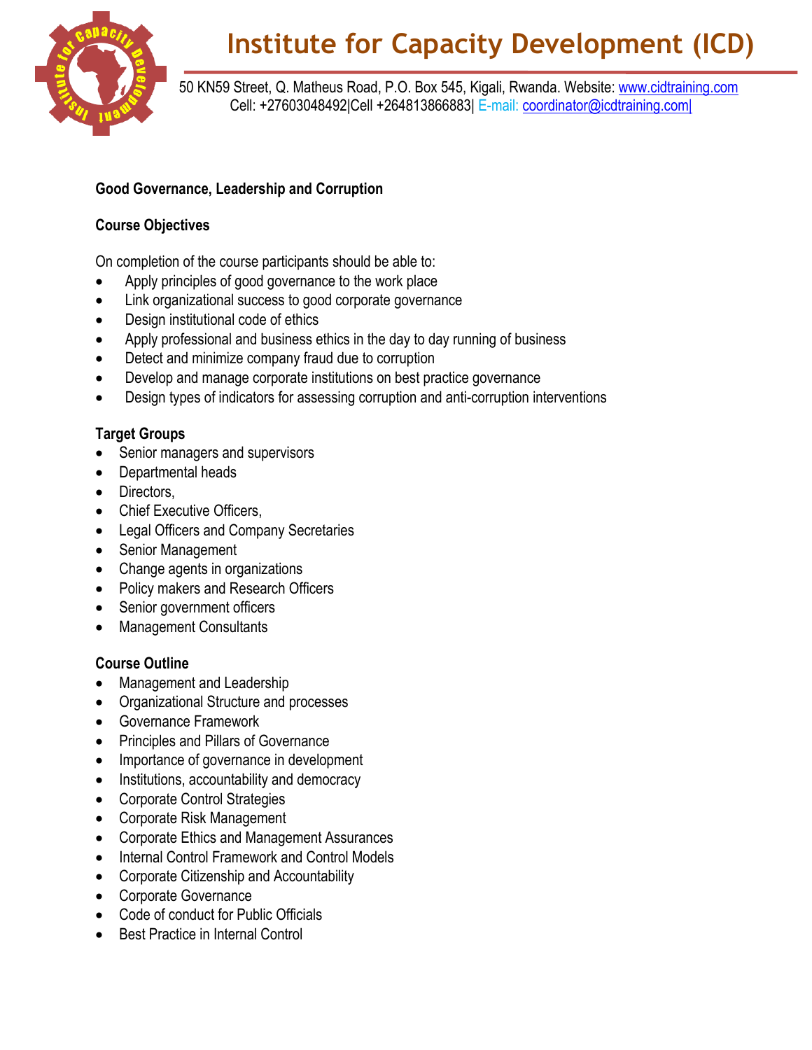# Institute for Capacity Development (ICD)

50 KN59 Street, Q. Matheus Road, P.O. Box 545, Kigali, Rwanda. Website: www.cidtraining.com
Cell: +27603048492|Cell +264813866883| E-mail: coordinator@icdtraining.com|

**Good Governance, Leadership and Corruption**

**Course Objectives**

On completion of the course participants should be able to:

- Apply principles of good governance to the work place
- Link organizational success to good corporate governance
- Design institutional code of ethics
- Apply professional and business ethics in the day to day running of business
- Detect and minimize company fraud due to corruption
- Develop and manage corporate institutions on best practice governance
- Design types of indicators for assessing corruption and anti-corruption interventions

**Target Groups**

- Senior managers and supervisors
- Departmental heads
- Directors,
- Chief Executive Officers,
- Legal Officers and Company Secretaries
- Senior Management
- Change agents in organizations
- Policy makers and Research Officers
- Senior government officers
- Management Consultants

**Course Outline**

- Management and Leadership
- Organizational Structure and processes
- Governance Framework
- Principles and Pillars of Governance
- Importance of governance in development
- Institutions, accountability and democracy
- Corporate Control Strategies
- Corporate Risk Management
- Corporate Ethics and Management Assurances
- Internal Control Framework and Control Models
- Corporate Citizenship and Accountability
- Corporate Governance
- Code of conduct for Public Officials
- Best Practice in Internal Control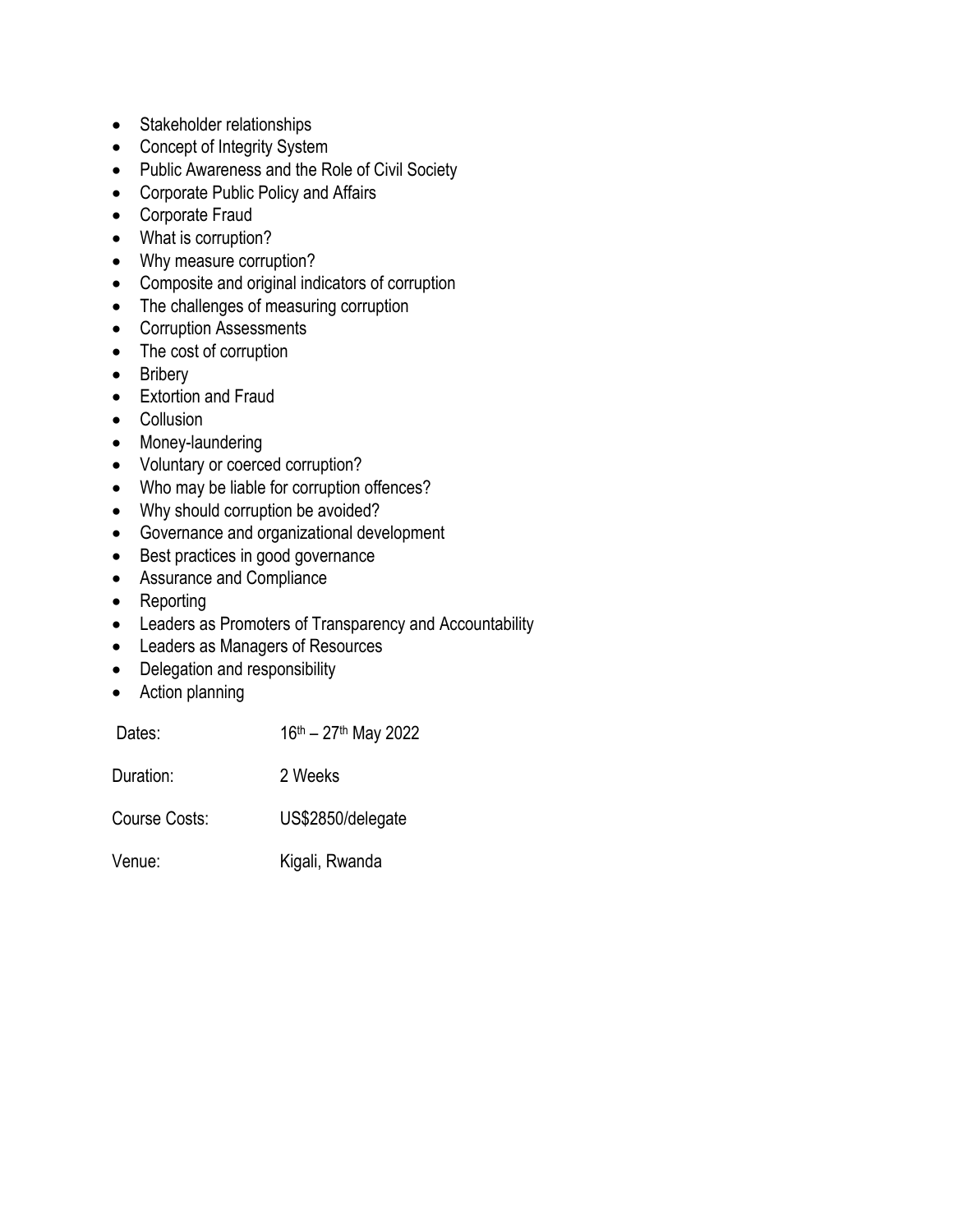- Stakeholder relationships
- Concept of Integrity System
- Public Awareness and the Role of Civil Society
- Corporate Public Policy and Affairs
- Corporate Fraud
- What is corruption?
- Why measure corruption?
- Composite and original indicators of corruption
- The challenges of measuring corruption
- Corruption Assessments
- The cost of corruption
- Bribery
- Extortion and Fraud
- Collusion
- Money-laundering
- Voluntary or coerced corruption?
- Who may be liable for corruption offences?
- Why should corruption be avoided?
- Governance and organizational development
- Best practices in good governance
- Assurance and Compliance
- Reporting
- Leaders as Promoters of Transparency and Accountability
- Leaders as Managers of Resources
- Delegation and responsibility
- Action planning

| | |
|---|---|
| Dates: | 16th – 27th May 2022 |
| Duration: | 2 Weeks |
| Course Costs: | US$2850/delegate |
| Venue: | Kigali, Rwanda |